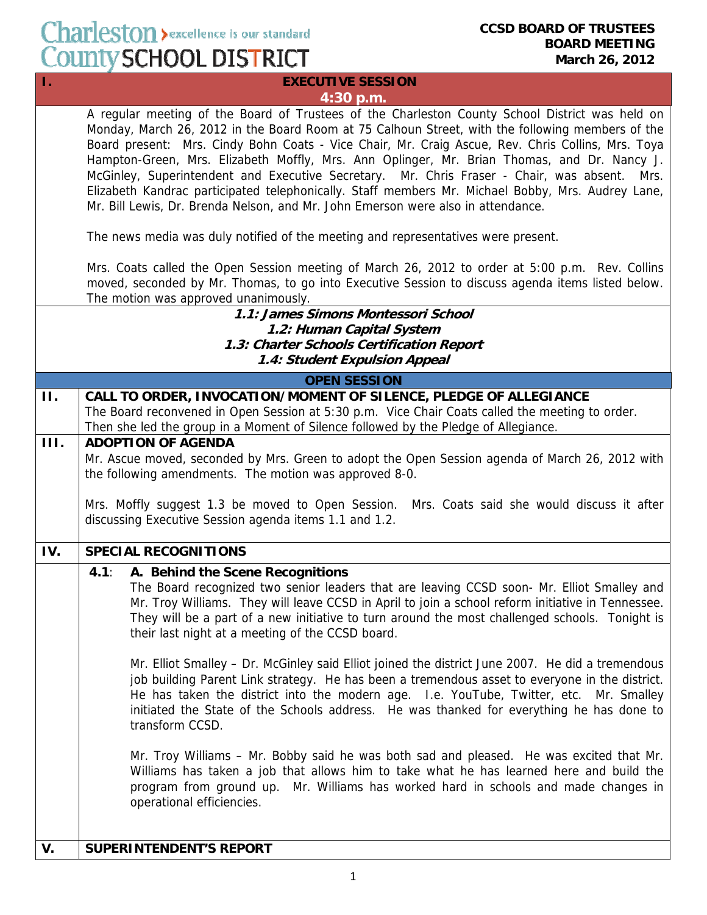**Charleston County SCHOOL DISTRICT** — excellence is our standard

**CCSD BOARD OF TRUSTEES**
**BOARD MEETING**
**March 26, 2012**

## I. EXECUTIVE SESSION
**4:30 p.m.**

A regular meeting of the Board of Trustees of the Charleston County School District was held on Monday, March 26, 2012 in the Board Room at 75 Calhoun Street, with the following members of the Board present: Mrs. Cindy Bohn Coats - Vice Chair, Mr. Craig Ascue, Rev. Chris Collins, Mrs. Toya Hampton-Green, Mrs. Elizabeth Moffly, Mrs. Ann Oplinger, Mr. Brian Thomas, and Dr. Nancy J. McGinley, Superintendent and Executive Secretary. Mr. Chris Fraser - Chair, was absent. Mrs. Elizabeth Kandrac participated telephonically. Staff members Mr. Michael Bobby, Mrs. Audrey Lane, Mr. Bill Lewis, Dr. Brenda Nelson, and Mr. John Emerson were also in attendance.

The news media was duly notified of the meeting and representatives were present.

Mrs. Coats called the Open Session meeting of March 26, 2012 to order at 5:00 p.m. Rev. Collins moved, seconded by Mr. Thomas, to go into Executive Session to discuss agenda items listed below. The motion was approved unanimously.

***1.1: James Simons Montessori School***
***1.2: Human Capital System***
***1.3: Charter Schools Certification Report***
***1.4: Student Expulsion Appeal***

## OPEN SESSION

## II. CALL TO ORDER, INVOCATION/MOMENT OF SILENCE, PLEDGE OF ALLEGIANCE

The Board reconvened in Open Session at 5:30 p.m. Vice Chair Coats called the meeting to order. Then she led the group in a Moment of Silence followed by the Pledge of Allegiance.

## III. ADOPTION OF AGENDA

Mr. Ascue moved, seconded by Mrs. Green to adopt the Open Session agenda of March 26, 2012 with the following amendments. The motion was approved 8-0.

Mrs. Moffly suggest 1.3 be moved to Open Session. Mrs. Coats said she would discuss it after discussing Executive Session agenda items 1.1 and 1.2.

## IV. SPECIAL RECOGNITIONS

**4.1**: **A. Behind the Scene Recognitions**

The Board recognized two senior leaders that are leaving CCSD soon- Mr. Elliot Smalley and Mr. Troy Williams. They will leave CCSD in April to join a school reform initiative in Tennessee. They will be a part of a new initiative to turn around the most challenged schools. Tonight is their last night at a meeting of the CCSD board.

Mr. Elliot Smalley – Dr. McGinley said Elliot joined the district June 2007. He did a tremendous job building Parent Link strategy. He has been a tremendous asset to everyone in the district. He has taken the district into the modern age. I.e. YouTube, Twitter, etc. Mr. Smalley initiated the State of the Schools address. He was thanked for everything he has done to transform CCSD.

Mr. Troy Williams – Mr. Bobby said he was both sad and pleased. He was excited that Mr. Williams has taken a job that allows him to take what he has learned here and build the program from ground up. Mr. Williams has worked hard in schools and made changes in operational efficiencies.

## V. SUPERINTENDENT'S REPORT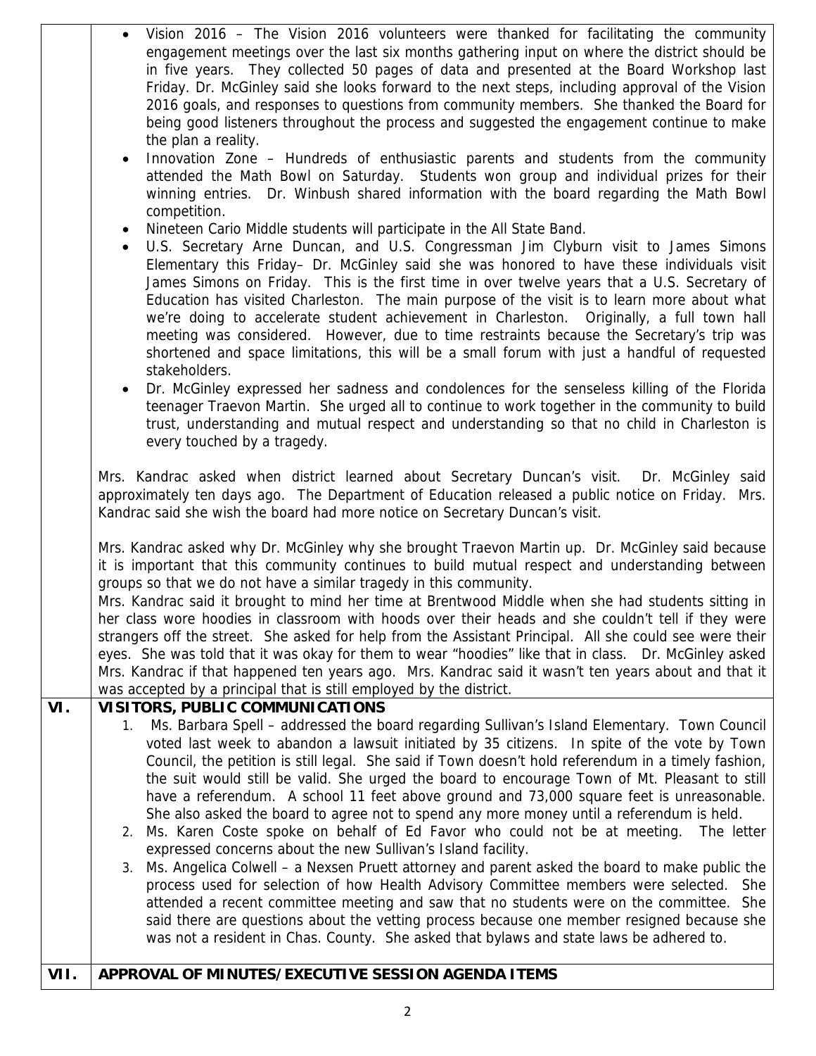- Vision 2016 – The Vision 2016 volunteers were thanked for facilitating the community engagement meetings over the last six months gathering input on where the district should be in five years. They collected 50 pages of data and presented at the Board Workshop last Friday. Dr. McGinley said she looks forward to the next steps, including approval of the Vision 2016 goals, and responses to questions from community members. She thanked the Board for being good listeners throughout the process and suggested the engagement continue to make the plan a reality.
- Innovation Zone – Hundreds of enthusiastic parents and students from the community attended the Math Bowl on Saturday. Students won group and individual prizes for their winning entries. Dr. Winbush shared information with the board regarding the Math Bowl competition.
- Nineteen Cario Middle students will participate in the All State Band.
- U.S. Secretary Arne Duncan, and U.S. Congressman Jim Clyburn visit to James Simons Elementary this Friday– Dr. McGinley said she was honored to have these individuals visit James Simons on Friday. This is the first time in over twelve years that a U.S. Secretary of Education has visited Charleston. The main purpose of the visit is to learn more about what we're doing to accelerate student achievement in Charleston. Originally, a full town hall meeting was considered. However, due to time restraints because the Secretary's trip was shortened and space limitations, this will be a small forum with just a handful of requested stakeholders.
- Dr. McGinley expressed her sadness and condolences for the senseless killing of the Florida teenager Traevon Martin. She urged all to continue to work together in the community to build trust, understanding and mutual respect and understanding so that no child in Charleston is every touched by a tragedy.

Mrs. Kandrac asked when district learned about Secretary Duncan's visit. Dr. McGinley said approximately ten days ago. The Department of Education released a public notice on Friday. Mrs. Kandrac said she wish the board had more notice on Secretary Duncan's visit.

Mrs. Kandrac asked why Dr. McGinley why she brought Traevon Martin up. Dr. McGinley said because it is important that this community continues to build mutual respect and understanding between groups so that we do not have a similar tragedy in this community.
Mrs. Kandrac said it brought to mind her time at Brentwood Middle when she had students sitting in her class wore hoodies in classroom with hoods over their heads and she couldn't tell if they were strangers off the street. She asked for help from the Assistant Principal. All she could see were their eyes. She was told that it was okay for them to wear "hoodies" like that in class. Dr. McGinley asked Mrs. Kandrac if that happened ten years ago. Mrs. Kandrac said it wasn't ten years about and that it was accepted by a principal that is still employed by the district.

## VI. VISITORS, PUBLIC COMMUNICATIONS

1. Ms. Barbara Spell – addressed the board regarding Sullivan's Island Elementary. Town Council voted last week to abandon a lawsuit initiated by 35 citizens. In spite of the vote by Town Council, the petition is still legal. She said if Town doesn't hold referendum in a timely fashion, the suit would still be valid. She urged the board to encourage Town of Mt. Pleasant to still have a referendum. A school 11 feet above ground and 73,000 square feet is unreasonable. She also asked the board to agree not to spend any more money until a referendum is held.
2. Ms. Karen Coste spoke on behalf of Ed Favor who could not be at meeting. The letter expressed concerns about the new Sullivan's Island facility.
3. Ms. Angelica Colwell – a Nexsen Pruett attorney and parent asked the board to make public the process used for selection of how Health Advisory Committee members were selected. She attended a recent committee meeting and saw that no students were on the committee. She said there are questions about the vetting process because one member resigned because she was not a resident in Chas. County. She asked that bylaws and state laws be adhered to.

## VII. APPROVAL OF MINUTES/EXECUTIVE SESSION AGENDA ITEMS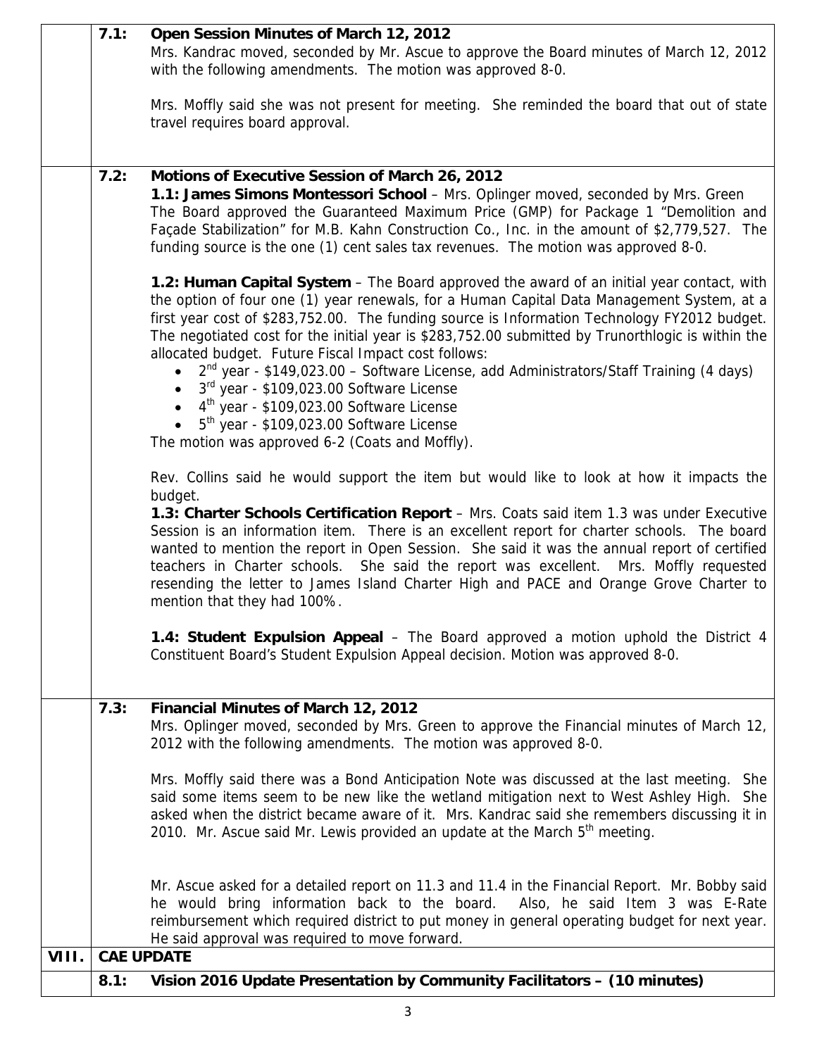**7.1: Open Session Minutes of March 12, 2012**

Mrs. Kandrac moved, seconded by Mr. Ascue to approve the Board minutes of March 12, 2012 with the following amendments. The motion was approved 8-0.

Mrs. Moffly said she was not present for meeting. She reminded the board that out of state travel requires board approval.

**7.2: Motions of Executive Session of March 26, 2012**

**1.1: James Simons Montessori School** – Mrs. Oplinger moved, seconded by Mrs. Green The Board approved the Guaranteed Maximum Price (GMP) for Package 1 "Demolition and Façade Stabilization" for M.B. Kahn Construction Co., Inc. in the amount of $2,779,527. The funding source is the one (1) cent sales tax revenues. The motion was approved 8-0.

**1.2: Human Capital System** – The Board approved the award of an initial year contact, with the option of four one (1) year renewals, for a Human Capital Data Management System, at a first year cost of $283,752.00. The funding source is Information Technology FY2012 budget. The negotiated cost for the initial year is $283,752.00 submitted by Trunorthlogic is within the allocated budget. Future Fiscal Impact cost follows:

- 2nd year - $149,023.00 – Software License, add Administrators/Staff Training (4 days)
- 3rd year - $109,023.00 Software License
- 4th year - $109,023.00 Software License
- 5th year - $109,023.00 Software License

The motion was approved 6-2 (Coats and Moffly).

Rev. Collins said he would support the item but would like to look at how it impacts the budget.

**1.3: Charter Schools Certification Report** – Mrs. Coats said item 1.3 was under Executive Session is an information item. There is an excellent report for charter schools. The board wanted to mention the report in Open Session. She said it was the annual report of certified teachers in Charter schools. She said the report was excellent. Mrs. Moffly requested resending the letter to James Island Charter High and PACE and Orange Grove Charter to mention that they had 100%.

**1.4: Student Expulsion Appeal** – The Board approved a motion uphold the District 4 Constituent Board's Student Expulsion Appeal decision. Motion was approved 8-0.

**7.3: Financial Minutes of March 12, 2012**

Mrs. Oplinger moved, seconded by Mrs. Green to approve the Financial minutes of March 12, 2012 with the following amendments. The motion was approved 8-0.

Mrs. Moffly said there was a Bond Anticipation Note was discussed at the last meeting. She said some items seem to be new like the wetland mitigation next to West Ashley High. She asked when the district became aware of it. Mrs. Kandrac said she remembers discussing it in 2010. Mr. Ascue said Mr. Lewis provided an update at the March 5th meeting.

Mr. Ascue asked for a detailed report on 11.3 and 11.4 in the Financial Report. Mr. Bobby said he would bring information back to the board. Also, he said Item 3 was E-Rate reimbursement which required district to put money in general operating budget for next year. He said approval was required to move forward.

## VIII. CAE UPDATE

**8.1: Vision 2016 Update Presentation by Community Facilitators – (10 minutes)**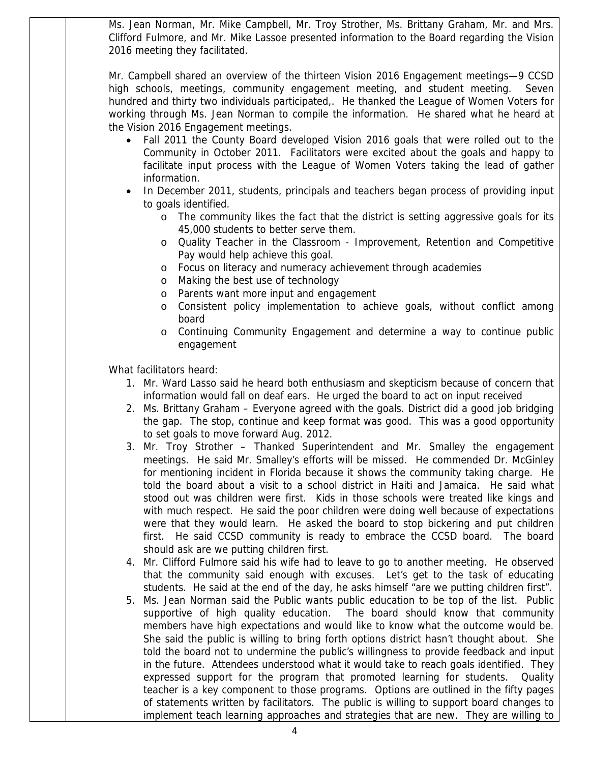Ms. Jean Norman, Mr. Mike Campbell, Mr. Troy Strother, Ms. Brittany Graham, Mr. and Mrs. Clifford Fulmore, and Mr. Mike Lassoe presented information to the Board regarding the Vision 2016 meeting they facilitated.

Mr. Campbell shared an overview of the thirteen Vision 2016 Engagement meetings—9 CCSD high schools, meetings, community engagement meeting, and student meeting. Seven hundred and thirty two individuals participated,. He thanked the League of Women Voters for working through Ms. Jean Norman to compile the information. He shared what he heard at the Vision 2016 Engagement meetings.

- Fall 2011 the County Board developed Vision 2016 goals that were rolled out to the Community in October 2011. Facilitators were excited about the goals and happy to facilitate input process with the League of Women Voters taking the lead of gather information.
- In December 2011, students, principals and teachers began process of providing input to goals identified.
  - The community likes the fact that the district is setting aggressive goals for its 45,000 students to better serve them.
  - Quality Teacher in the Classroom - Improvement, Retention and Competitive Pay would help achieve this goal.
  - Focus on literacy and numeracy achievement through academies
  - Making the best use of technology
  - Parents want more input and engagement
  - Consistent policy implementation to achieve goals, without conflict among board
  - Continuing Community Engagement and determine a way to continue public engagement

What facilitators heard:

1. Mr. Ward Lasso said he heard both enthusiasm and skepticism because of concern that information would fall on deaf ears. He urged the board to act on input received
2. Ms. Brittany Graham – Everyone agreed with the goals. District did a good job bridging the gap. The stop, continue and keep format was good. This was a good opportunity to set goals to move forward Aug. 2012.
3. Mr. Troy Strother – Thanked Superintendent and Mr. Smalley the engagement meetings. He said Mr. Smalley's efforts will be missed. He commended Dr. McGinley for mentioning incident in Florida because it shows the community taking charge. He told the board about a visit to a school district in Haiti and Jamaica. He said what stood out was children were first. Kids in those schools were treated like kings and with much respect. He said the poor children were doing well because of expectations were that they would learn. He asked the board to stop bickering and put children first. He said CCSD community is ready to embrace the CCSD board. The board should ask are we putting children first.
4. Mr. Clifford Fulmore said his wife had to leave to go to another meeting. He observed that the community said enough with excuses. Let's get to the task of educating students. He said at the end of the day, he asks himself "are we putting children first".
5. Ms. Jean Norman said the Public wants public education to be top of the list. Public supportive of high quality education. The board should know that community members have high expectations and would like to know what the outcome would be. She said the public is willing to bring forth options district hasn't thought about. She told the board not to undermine the public's willingness to provide feedback and input in the future. Attendees understood what it would take to reach goals identified. They expressed support for the program that promoted learning for students. Quality teacher is a key component to those programs. Options are outlined in the fifty pages of statements written by facilitators. The public is willing to support board changes to implement teach learning approaches and strategies that are new. They are willing to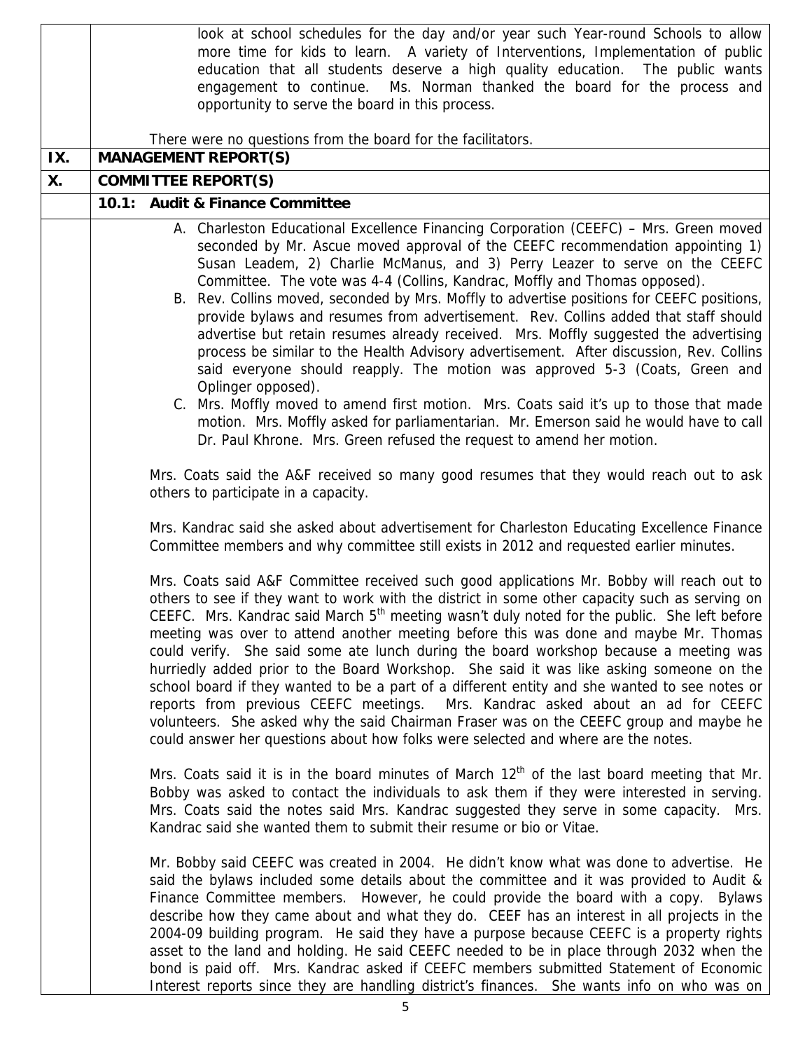look at school schedules for the day and/or year such Year-round Schools to allow more time for kids to learn. A variety of Interventions, Implementation of public education that all students deserve a high quality education. The public wants engagement to continue. Ms. Norman thanked the board for the process and opportunity to serve the board in this process.

There were no questions from the board for the facilitators.

## IX. MANAGEMENT REPORT(S)

## X. COMMITTEE REPORT(S)

### 10.1: Audit & Finance Committee

A. Charleston Educational Excellence Financing Corporation (CEEFC) – Mrs. Green moved seconded by Mr. Ascue moved approval of the CEEFC recommendation appointing 1) Susan Leadem, 2) Charlie McManus, and 3) Perry Leazer to serve on the CEEFC Committee. The vote was 4-4 (Collins, Kandrac, Moffly and Thomas opposed).

B. Rev. Collins moved, seconded by Mrs. Moffly to advertise positions for CEEFC positions, provide bylaws and resumes from advertisement. Rev. Collins added that staff should advertise but retain resumes already received. Mrs. Moffly suggested the advertising process be similar to the Health Advisory advertisement. After discussion, Rev. Collins said everyone should reapply. The motion was approved 5-3 (Coats, Green and Oplinger opposed).

C. Mrs. Moffly moved to amend first motion. Mrs. Coats said it's up to those that made motion. Mrs. Moffly asked for parliamentarian. Mr. Emerson said he would have to call Dr. Paul Khrone. Mrs. Green refused the request to amend her motion.

Mrs. Coats said the A&F received so many good resumes that they would reach out to ask others to participate in a capacity.

Mrs. Kandrac said she asked about advertisement for Charleston Educating Excellence Finance Committee members and why committee still exists in 2012 and requested earlier minutes.

Mrs. Coats said A&F Committee received such good applications Mr. Bobby will reach out to others to see if they want to work with the district in some other capacity such as serving on CEEFC. Mrs. Kandrac said March 5th meeting wasn't duly noted for the public. She left before meeting was over to attend another meeting before this was done and maybe Mr. Thomas could verify. She said some ate lunch during the board workshop because a meeting was hurriedly added prior to the Board Workshop. She said it was like asking someone on the school board if they wanted to be a part of a different entity and she wanted to see notes or reports from previous CEEFC meetings. Mrs. Kandrac asked about an ad for CEEFC volunteers. She asked why the said Chairman Fraser was on the CEEFC group and maybe he could answer her questions about how folks were selected and where are the notes.

Mrs. Coats said it is in the board minutes of March 12th of the last board meeting that Mr. Bobby was asked to contact the individuals to ask them if they were interested in serving. Mrs. Coats said the notes said Mrs. Kandrac suggested they serve in some capacity. Mrs. Kandrac said she wanted them to submit their resume or bio or Vitae.

Mr. Bobby said CEEFC was created in 2004. He didn't know what was done to advertise. He said the bylaws included some details about the committee and it was provided to Audit & Finance Committee members. However, he could provide the board with a copy. Bylaws describe how they came about and what they do. CEEF has an interest in all projects in the 2004-09 building program. He said they have a purpose because CEEFC is a property rights asset to the land and holding. He said CEEFC needed to be in place through 2032 when the bond is paid off. Mrs. Kandrac asked if CEEFC members submitted Statement of Economic Interest reports since they are handling district's finances. She wants info on who was on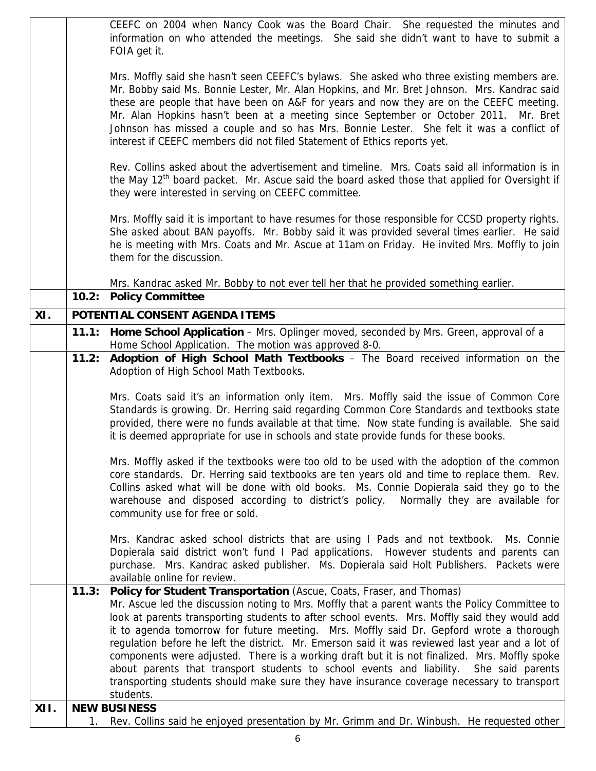| | | |
|---|---|---|
| | | CEEFC on 2004 when Nancy Cook was the Board Chair. She requested the minutes and information on who attended the meetings. She said she didn't want to have to submit a FOIA get it.<br><br>Mrs. Moffly said she hasn't seen CEEFC's bylaws. She asked who three existing members are. Mr. Bobby said Ms. Bonnie Lester, Mr. Alan Hopkins, and Mr. Bret Johnson. Mrs. Kandrac said these are people that have been on A&F for years and now they are on the CEEFC meeting. Mr. Alan Hopkins hasn't been at a meeting since September or October 2011. Mr. Bret Johnson has missed a couple and so has Mrs. Bonnie Lester. She felt it was a conflict of interest if CEEFC members did not filed Statement of Ethics reports yet.<br><br>Rev. Collins asked about the advertisement and timeline. Mrs. Coats said all information is in the May 12th board packet. Mr. Ascue said the board asked those that applied for Oversight if they were interested in serving on CEEFC committee.<br><br>Mrs. Moffly said it is important to have resumes for those responsible for CCSD property rights. She asked about BAN payoffs. Mr. Bobby said it was provided several times earlier. He said he is meeting with Mrs. Coats and Mr. Ascue at 11am on Friday. He invited Mrs. Moffly to join them for the discussion.<br><br>Mrs. Kandrac asked Mr. Bobby to not ever tell her that he provided something earlier. |
| | **10.2:** | **Policy Committee** |
| **XI.** | **POTENTIAL CONSENT AGENDA ITEMS** | |
| | **11.1:** | **Home School Application** – Mrs. Oplinger moved, seconded by Mrs. Green, approval of a Home School Application. The motion was approved 8-0. |
| | **11.2:** | **Adoption of High School Math Textbooks** – The Board received information on the Adoption of High School Math Textbooks.<br><br>Mrs. Coats said it's an information only item. Mrs. Moffly said the issue of Common Core Standards is growing. Dr. Herring said regarding Common Core Standards and textbooks state provided, there were no funds available at that time. Now state funding is available. She said it is deemed appropriate for use in schools and state provide funds for these books.<br><br>Mrs. Moffly asked if the textbooks were too old to be used with the adoption of the common core standards. Dr. Herring said textbooks are ten years old and time to replace them. Rev. Collins asked what will be done with old books. Ms. Connie Dopierala said they go to the warehouse and disposed according to district's policy. Normally they are available for community use for free or sold.<br><br>Mrs. Kandrac asked school districts that are using I Pads and not textbook. Ms. Connie Dopierala said district won't fund I Pad applications. However students and parents can purchase. Mrs. Kandrac asked publisher. Ms. Dopierala said Holt Publishers. Packets were available online for review. |
| | **11.3:** | **Policy for Student Transportation** (Ascue, Coats, Fraser, and Thomas)<br>Mr. Ascue led the discussion noting to Mrs. Moffly that a parent wants the Policy Committee to look at parents transporting students to after school events. Mrs. Moffly said they would add it to agenda tomorrow for future meeting. Mrs. Moffly said Dr. Gepford wrote a thorough regulation before he left the district. Mr. Emerson said it was reviewed last year and a lot of components were adjusted. There is a working draft but it is not finalized. Mrs. Moffly spoke about parents that transport students to school events and liability. She said parents transporting students should make sure they have insurance coverage necessary to transport students. |
| **XII.** | **NEW BUSINESS** | |
| | 1. | Rev. Collins said he enjoyed presentation by Mr. Grimm and Dr. Winbush. He requested other |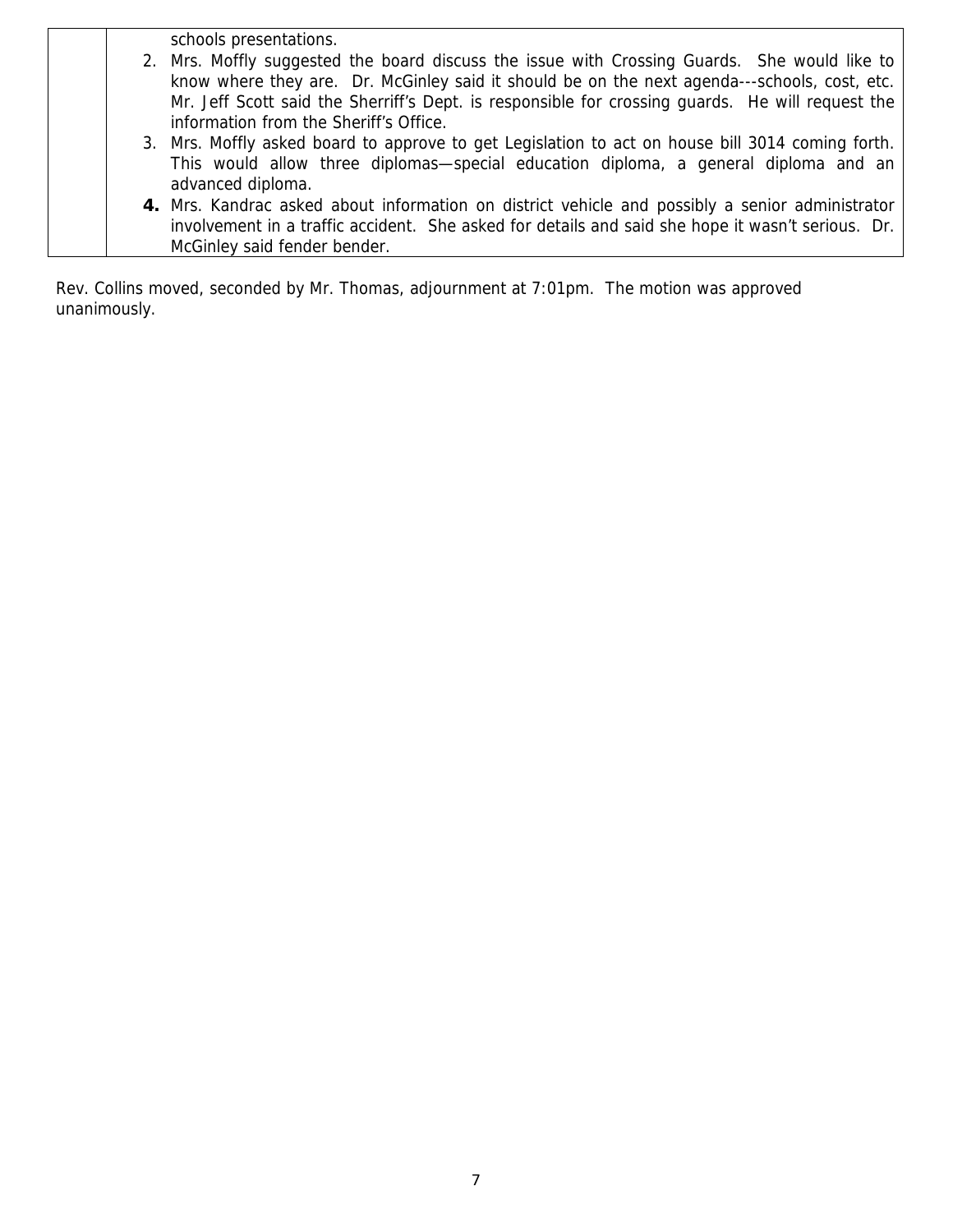| | |
|---|---|
| | schools presentations.<br>2. Mrs. Moffly suggested the board discuss the issue with Crossing Guards. She would like to know where they are. Dr. McGinley said it should be on the next agenda---schools, cost, etc. Mr. Jeff Scott said the Sherriff's Dept. is responsible for crossing guards. He will request the information from the Sheriff's Office.<br>3. Mrs. Moffly asked board to approve to get Legislation to act on house bill 3014 coming forth. This would allow three diplomas—special education diploma, a general diploma and an advanced diploma.<br>**4.** Mrs. Kandrac asked about information on district vehicle and possibly a senior administrator involvement in a traffic accident. She asked for details and said she hope it wasn't serious. Dr. McGinley said fender bender. |

Rev. Collins moved, seconded by Mr. Thomas, adjournment at 7:01pm. The motion was approved unanimously.